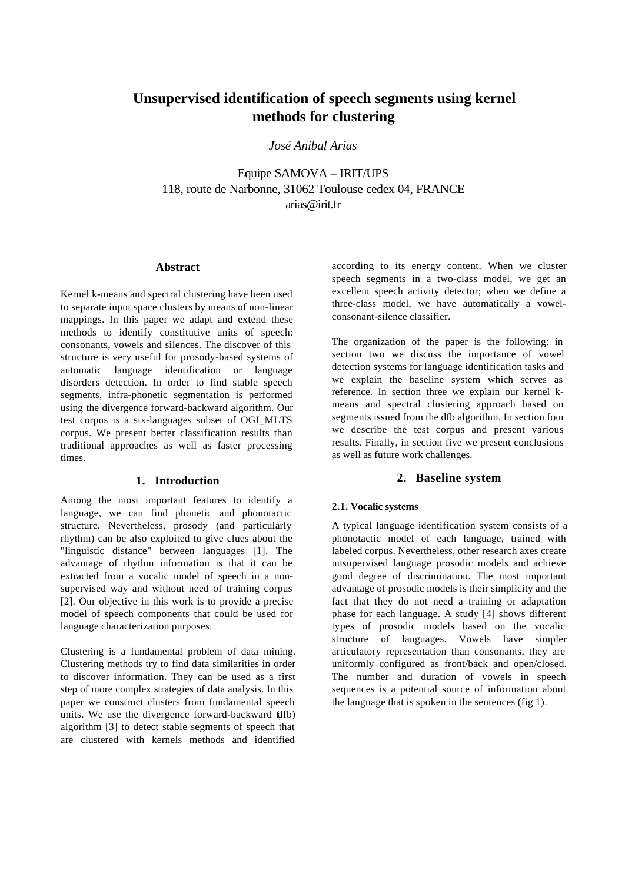# Unsupervised identification of speech segments using kernel methods for clustering

*José Anibal Arias*

Equipe SAMOVA – IRIT/UPS
118, route de Narbonne, 31062 Toulouse cedex 04, FRANCE
arias@irit.fr

### Abstract

Kernel k-means and spectral clustering have been used to separate input space clusters by means of non-linear mappings. In this paper we adapt and extend these methods to identify constitutive units of speech: consonants, vowels and silences. The discover of this structure is very useful for prosody-based systems of automatic language identification or language disorders detection. In order to find stable speech segments, infra-phonetic segmentation is performed using the divergence forward-backward algorithm. Our test corpus is a six-languages subset of OGI_MLTS corpus. We present better classification results than traditional approaches as well as faster processing times.

## 1. Introduction

Among the most important features to identify a language, we can find phonetic and phonotactic structure. Nevertheless, prosody (and particularly rhythm) can be also exploited to give clues about the "linguistic distance" between languages [1]. The advantage of rhythm information is that it can be extracted from a vocalic model of speech in a non-supervised way and without need of training corpus [2]. Our objective in this work is to provide a precise model of speech components that could be used for language characterization purposes.

Clustering is a fundamental problem of data mining. Clustering methods try to find data similarities in order to discover information. They can be used as a first step of more complex strategies of data analysis. In this paper we construct clusters from fundamental speech units. We use the divergence forward-backward (dfb) algorithm [3] to detect stable segments of speech that are clustered with kernels methods and identified according to its energy content. When we cluster speech segments in a two-class model, we get an excellent speech activity detector; when we define a three-class model, we have automatically a vowel-consonant-silence classifier.

The organization of the paper is the following: in section two we discuss the importance of vowel detection systems for language identification tasks and we explain the baseline system which serves as reference. In section three we explain our kernel k-means and spectral clustering approach based on segments issued from the dfb algorithm. In section four we describe the test corpus and present various results. Finally, in section five we present conclusions as well as future work challenges.

## 2. Baseline system

### 2.1. Vocalic systems

A typical language identification system consists of a phonotactic model of each language, trained with labeled corpus. Nevertheless, other research axes create unsupervised language prosodic models and achieve good degree of discrimination. The most important advantage of prosodic models is their simplicity and the fact that they do not need a training or adaptation phase for each language. A study [4] shows different types of prosodic models based on the vocalic structure of languages. Vowels have simpler articulatory representation than consonants, they are uniformly configured as front/back and open/closed. The number and duration of vowels in speech sequences is a potential source of information about the language that is spoken in the sentences (fig 1).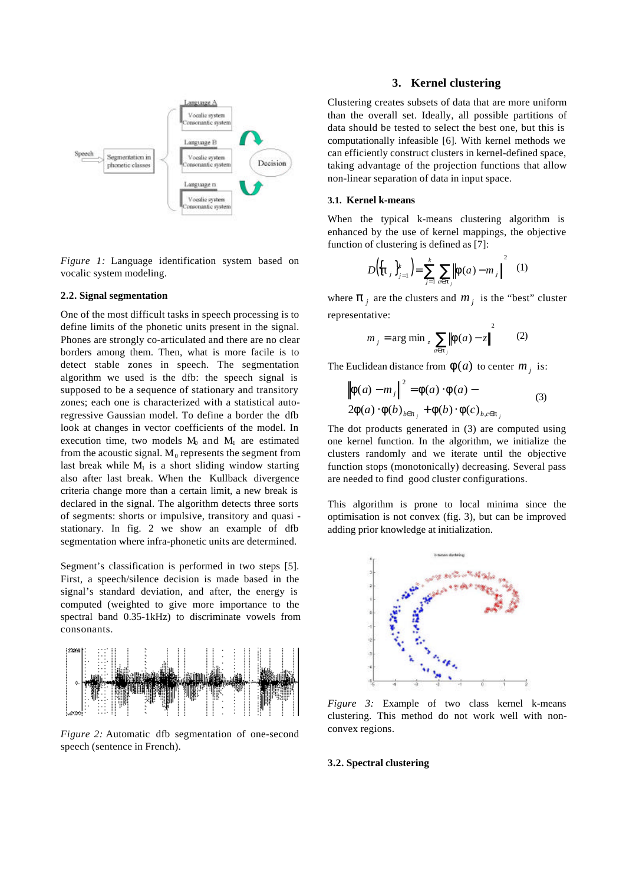*Figure 1:* Language identification system based on vocalic system modeling.

### 2.2. Signal segmentation

One of the most difficult tasks in speech processing is to define limits of the phonetic units present in the signal. Phones are strongly co-articulated and there are no clear borders among them. Then, what is more facile is to detect stable zones in speech. The segmentation algorithm we used is the dfb: the speech signal is supposed to be a sequence of stationary and transitory zones; each one is characterized with a statistical auto-regressive Gaussian model. To define a border the dfb look at changes in vector coefficients of the model. In execution time, two models $M_0$ and $M_1$ are estimated from the acoustic signal. $M_0$ represents the segment from last break while $M_1$ is a short sliding window starting also after last break. When the Kullback divergence criteria change more than a certain limit, a new break is declared in the signal. The algorithm detects three sorts of segments: shorts or impulsive, transitory and quasi - stationary. In fig. 2 we show an example of dfb segmentation where infra-phonetic units are determined.

Segment's classification is performed in two steps [5]. First, a speech/silence decision is made based in the signal's standard deviation, and after, the energy is computed (weighted to give more importance to the spectral band 0.35-1kHz) to discriminate vowels from consonants.

*Figure 2:* Automatic dfb segmentation of one-second speech (sentence in French).

## 3. Kernel clustering

Clustering creates subsets of data that are more uniform than the overall set. Ideally, all possible partitions of data should be tested to select the best one, but this is computationally infeasible [6]. With kernel methods we can efficiently construct clusters in kernel-defined space, taking advantage of the projection functions that allow non-linear separation of data in input space.

### 3.1. Kernel k-means

When the typical k-means clustering algorithm is enhanced by the use of kernel mappings, the objective function of clustering is defined as [7]:

$$D\left(\{\pi_j\}_{j=1}^{k}\right) = \sum_{j=1}^{k} \sum_{a \in \pi_j} \left\| \phi(a) - m_j \right\|^2 \qquad (1)$$

where $\pi_j$ are the clusters and $m_j$ is the "best" cluster representative:

$$m_j = \arg\min_z \sum_{a \in \pi_j} \left\| \phi(a) - z \right\|^2 \qquad (2)$$

The Euclidean distance from $\phi(a)$ to center $m_j$ is:

$$\left\| \phi(a) - m_j \right\|^2 = \phi(a)\cdot\phi(a) - 2\phi(a)\cdot\phi(b)_{b\in\pi_j} + \phi(b)\cdot\phi(c)_{b,c\in\pi_j} \qquad (3)$$

The dot products generated in (3) are computed using one kernel function. In the algorithm, we initialize the clusters randomly and we iterate until the objective function stops (monotonically) decreasing. Several pass are needed to find good cluster configurations.

This algorithm is prone to local minima since the optimisation is not convex (fig. 3), but can be improved adding prior knowledge at initialization.

*Figure 3:* Example of two class kernel k-means clustering. This method do not work well with non-convex regions.

### 3.2. Spectral clustering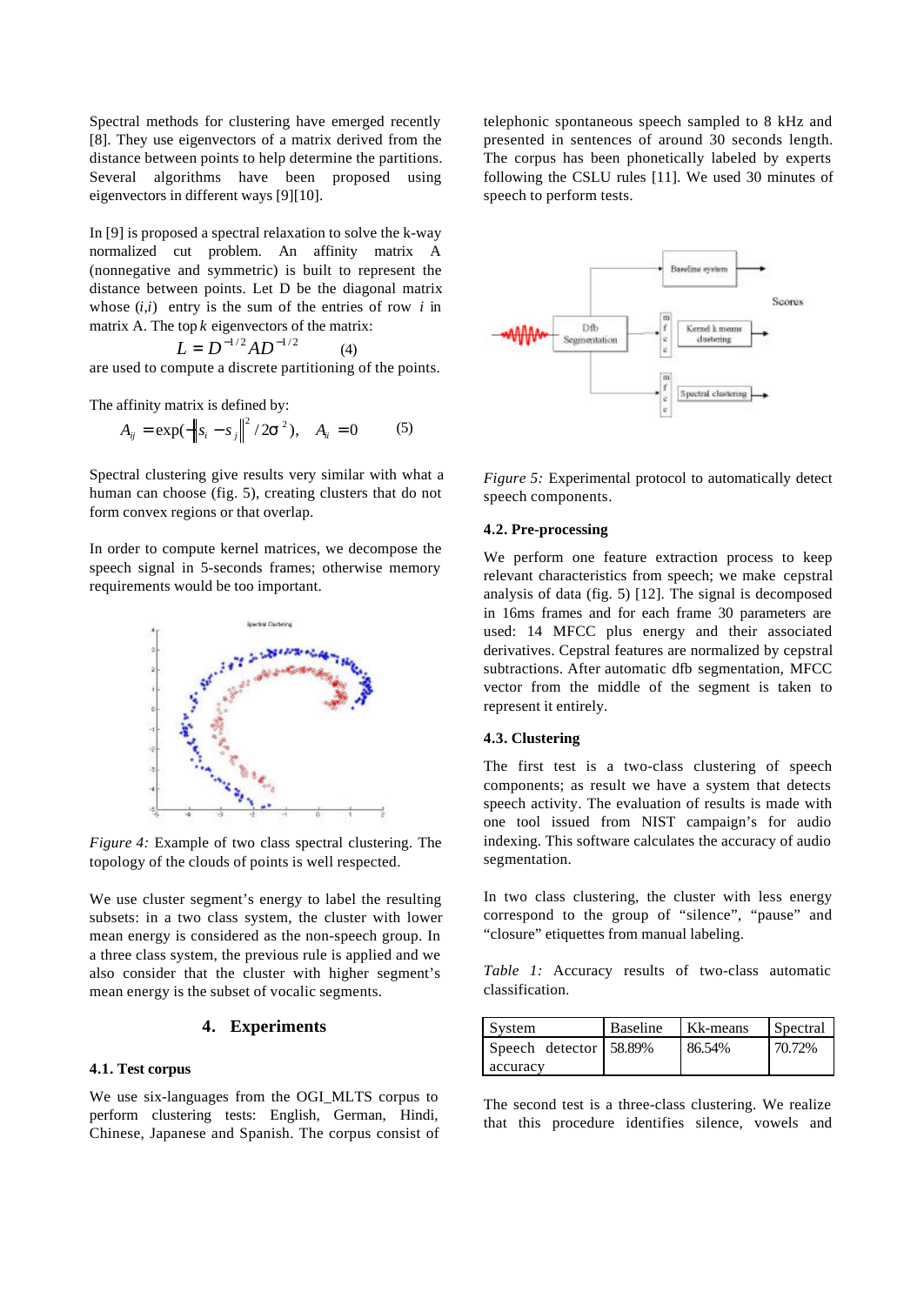Spectral methods for clustering have emerged recently [8]. They use eigenvectors of a matrix derived from the distance between points to help determine the partitions. Several algorithms have been proposed using eigenvectors in different ways [9][10].

In [9] is proposed a spectral relaxation to solve the k-way normalized cut problem. An affinity matrix A (nonnegative and symmetric) is built to represent the distance between points. Let D be the diagonal matrix whose $(i,i)$ entry is the sum of the entries of row $i$ in matrix A. The top $k$ eigenvectors of the matrix:

$$L = D^{-1/2} A D^{-1/2} \qquad (4)$$

are used to compute a discrete partitioning of the points.

The affinity matrix is defined by:

$$A_{ij} = \exp(-\|s_i - s_j\|^2 / 2\sigma^2), \quad A_{ii} = 0 \qquad (5)$$

Spectral clustering give results very similar with what a human can choose (fig. 5), creating clusters that do not form convex regions or that overlap.

In order to compute kernel matrices, we decompose the speech signal in 5-seconds frames; otherwise memory requirements would be too important.

*Figure 4:* Example of two class spectral clustering. The topology of the clouds of points is well respected.

We use cluster segment's energy to label the resulting subsets: in a two class system, the cluster with lower mean energy is considered as the non-speech group. In a three class system, the previous rule is applied and we also consider that the cluster with higher segment's mean energy is the subset of vocalic segments.

## 4. Experiments

### 4.1. Test corpus

We use six-languages from the OGI_MLTS corpus to perform clustering tests: English, German, Hindi, Chinese, Japanese and Spanish. The corpus consist of telephonic spontaneous speech sampled to 8 kHz and presented in sentences of around 30 seconds length. The corpus has been phonetically labeled by experts following the CSLU rules [11]. We used 30 minutes of speech to perform tests.

*Figure 5:* Experimental protocol to automatically detect speech components.

### 4.2. Pre-processing

We perform one feature extraction process to keep relevant characteristics from speech; we make cepstral analysis of data (fig. 5) [12]. The signal is decomposed in 16ms frames and for each frame 30 parameters are used: 14 MFCC plus energy and their associated derivatives. Cepstral features are normalized by cepstral subtractions. After automatic dfb segmentation, MFCC vector from the middle of the segment is taken to represent it entirely.

### 4.3. Clustering

The first test is a two-class clustering of speech components; as result we have a system that detects speech activity. The evaluation of results is made with one tool issued from NIST campaign's for audio indexing. This software calculates the accuracy of audio segmentation.

In two class clustering, the cluster with less energy correspond to the group of "silence", "pause" and "closure" etiquettes from manual labeling.

*Table 1:* Accuracy results of two-class automatic classification.

| System | Baseline | Kk-means | Spectral |
|---|---|---|---|
| Speech detector accuracy | 58.89% | 86.54% | 70.72% |

The second test is a three-class clustering. We realize that this procedure identifies silence, vowels and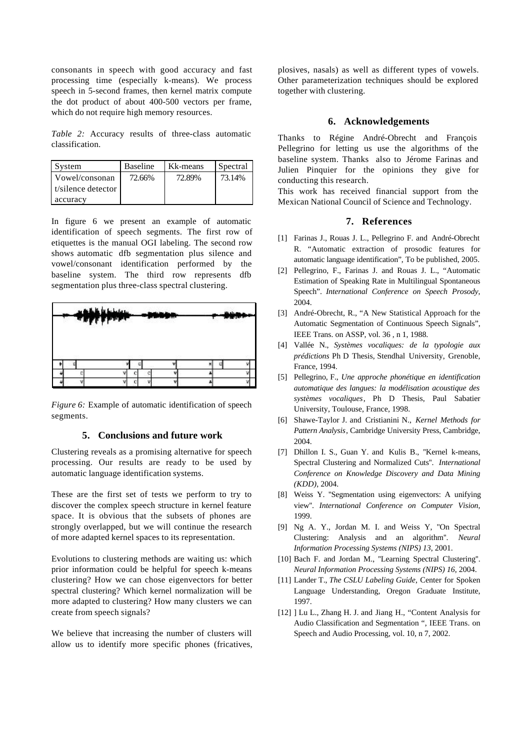consonants in speech with good accuracy and fast processing time (especially k-means). We process speech in 5-second frames, then kernel matrix compute the dot product of about 400-500 vectors per frame, which do not require high memory resources.

*Table 2:* Accuracy results of three-class automatic classification.

| System | Baseline | Kk-means | Spectral |
|---|---|---|---|
| Vowel/consonant/silence detector accuracy | 72.66% | 72.89% | 73.14% |

In figure 6 we present an example of automatic identification of speech segments. The first row of etiquettes is the manual OGI labeling. The second row shows automatic dfb segmentation plus silence and vowel/consonant identification performed by the baseline system. The third row represents dfb segmentation plus three-class spectral clustering.

*Figure 6:* Example of automatic identification of speech segments.

## 5. Conclusions and future work

Clustering reveals as a promising alternative for speech processing. Our results are ready to be used by automatic language identification systems.

These are the first set of tests we perform to try to discover the complex speech structure in kernel feature space. It is obvious that the subsets of phones are strongly overlapped, but we will continue the research of more adapted kernel spaces to its representation.

Evolutions to clustering methods are waiting us: which prior information could be helpful for speech k-means clustering? How we can chose eigenvectors for better spectral clustering? Which kernel normalization will be more adapted to clustering? How many clusters we can create from speech signals?

We believe that increasing the number of clusters will allow us to identify more specific phones (fricatives, plosives, nasals) as well as different types of vowels. Other parameterization techniques should be explored together with clustering.

## 6. Acknowledgements

Thanks to Régine André-Obrecht and François Pellegrino for letting us use the algorithms of the baseline system. Thanks also to Jérome Farinas and Julien Pinquier for the opinions they give for conducting this research.

This work has received financial support from the Mexican National Council of Science and Technology.

## 7. References

[1] Farinas J., Rouas J. L., Pellegrino F. and André-Obrecht R. "Automatic extraction of prosodic features for automatic language identification", To be published, 2005.

[2] Pellegrino, F., Farinas J. and Rouas J. L., "Automatic Estimation of Speaking Rate in Multilingual Spontaneous Speech". *International Conference on Speech Prosody*, 2004.

[3] André-Obrecht, R., "A New Statistical Approach for the Automatic Segmentation of Continuous Speech Signals", IEEE Trans. on ASSP, vol. 36 , n 1, 1988.

[4] Vallée N., *Systèmes vocaliques: de la typologie aux prédictions* Ph D Thesis, Stendhal University, Grenoble, France, 1994.

[5] Pellegrino, F., *Une approche phonétique en identification automatique des langues: la modélisation acoustique des systèmes vocaliques*, Ph D Thesis, Paul Sabatier University, Toulouse, France, 1998.

[6] Shawe-Taylor J. and Cristianini N., *Kernel Methods for Pattern Analysis*, Cambridge University Press, Cambridge, 2004.

[7] Dhillon I. S., Guan Y. and Kulis B., "Kernel k-means, Spectral Clustering and Normalized Cuts". *International Conference on Knowledge Discovery and Data Mining (KDD)*, 2004.

[8] Weiss Y. "Segmentation using eigenvectors: A unifying view". *International Conference on Computer Vision*, 1999.

[9] Ng A. Y., Jordan M. I. and Weiss Y, "On Spectral Clustering: Analysis and an algorithm". *Neural Information Processing Systems (NIPS) 13*, 2001.

[10] Bach F. and Jordan M., "Learning Spectral Clustering". *Neural Information Processing Systems (NIPS) 16*, 2004.

[11] Lander T., *The CSLU Labeling Guide*, Center for Spoken Language Understanding, Oregon Graduate Institute, 1997.

[12] ] Lu L., Zhang H. J. and Jiang H., "Content Analysis for Audio Classification and Segmentation ", IEEE Trans. on Speech and Audio Processing, vol. 10, n 7, 2002.